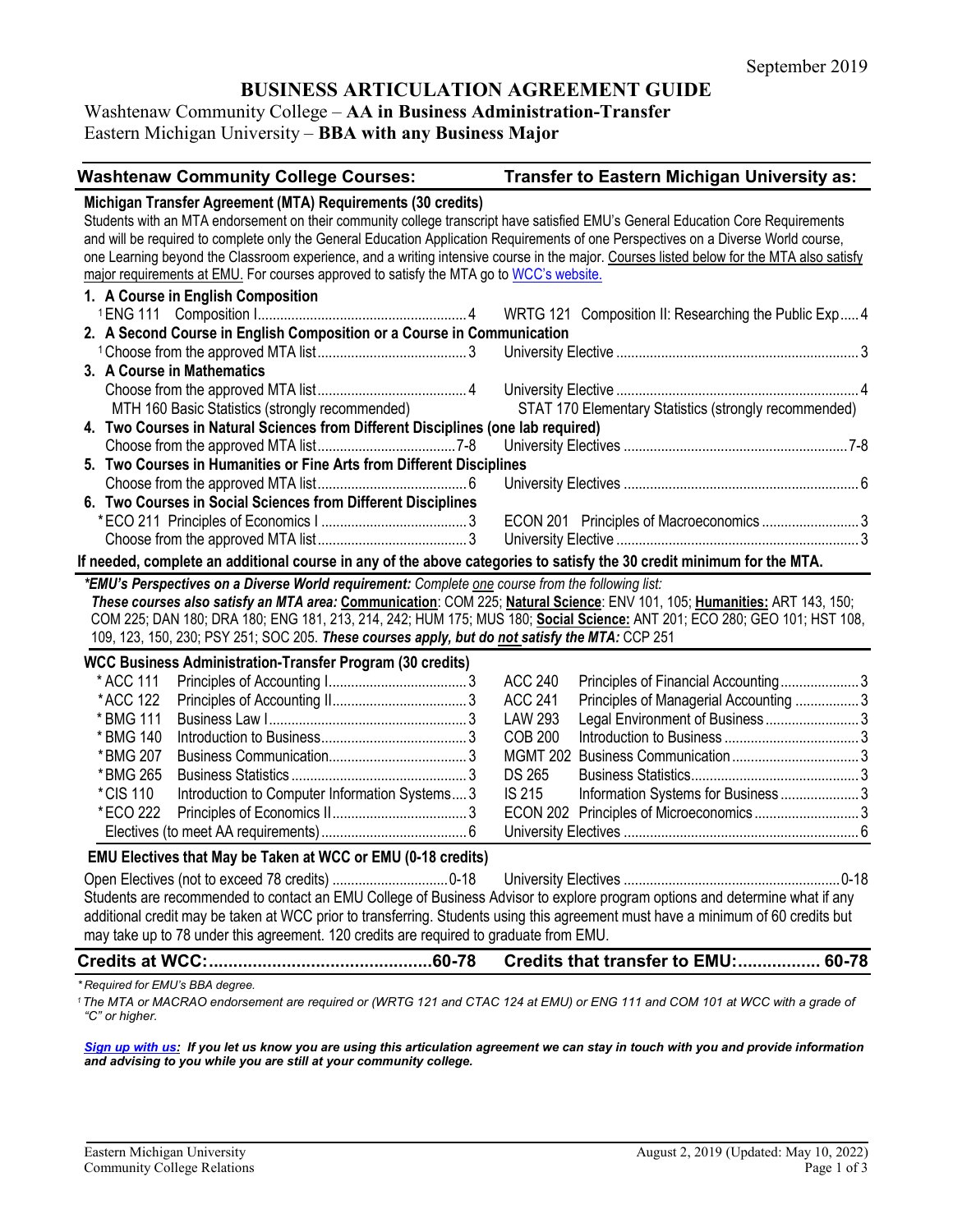September 2019

# BUSINESS ARTICULATION AGREEMENT GUIDE

Washtenaw Community College – **AA in Business Administration-Transfer**
Eastern Michigan University – **BBA with any Business Major**

| Washtenaw Community College Courses: | Transfer to Eastern Michigan University as: |
|---|---|

### Michigan Transfer Agreement (MTA) Requirements (30 credits)

Students with an MTA endorsement on their community college transcript have satisfied EMU's General Education Core Requirements and will be required to complete only the General Education Application Requirements of one Perspectives on a Diverse World course, one Learning beyond the Classroom experience, and a writing intensive course in the major. Courses listed below for the MTA also satisfy major requirements at EMU. For courses approved to satisfy the MTA go to WCC's website.

| WCC Course | Credits | EMU Course | Credits |
|---|---|---|---|
| **1. A Course in English Composition** | | | |
| [1] ENG 111 Composition I | 4 | WRTG 121 Composition II: Researching the Public Exp | 4 |
| **2. A Second Course in English Composition or a Course in Communication** | | | |
| [1] Choose from the approved MTA list | 3 | University Elective | 3 |
| **3. A Course in Mathematics** | | | |
| Choose from the approved MTA list | 4 | University Elective | 4 |
| MTH 160 Basic Statistics (strongly recommended) | | STAT 170 Elementary Statistics (strongly recommended) | |
| **4. Two Courses in Natural Sciences from Different Disciplines (one lab required)** | | | |
| Choose from the approved MTA list | 7-8 | University Electives | 7-8 |
| **5. Two Courses in Humanities or Fine Arts from Different Disciplines** | | | |
| Choose from the approved MTA list | 6 | University Electives | 6 |
| **6. Two Courses in Social Sciences from Different Disciplines** | | | |
| *ECO 211 Principles of Economics I | 3 | ECON 201 Principles of Macroeconomics | 3 |
| Choose from the approved MTA list | 3 | University Elective | 3 |

**If needed, complete an additional course in any of the above categories to satisfy the 30 credit minimum for the MTA.**

***EMU's Perspectives on a Diverse World requirement:*** *Complete one course from the following list:*
***These courses also satisfy an MTA area:*** **Communication**: COM 225; **Natural Science**: ENV 101, 105; **Humanities:** ART 143, 150; COM 225; DAN 180; DRA 180; ENG 181, 213, 214, 242; HUM 175; MUS 180; **Social Science:** ANT 201; ECO 280; GEO 101; HST 108, 109, 123, 150, 230; PSY 251; SOC 205. ***These courses apply, but do not satisfy the MTA:*** CCP 251

### WCC Business Administration-Transfer Program (30 credits)

| WCC Course | | Credits | EMU Course | | Credits |
|---|---|---|---|---|---|
| *ACC 111 | Principles of Accounting I | 3 | ACC 240 | Principles of Financial Accounting | 3 |
| *ACC 122 | Principles of Accounting II | 3 | ACC 241 | Principles of Managerial Accounting | 3 |
| *BMG 111 | Business Law I | 3 | LAW 293 | Legal Environment of Business | 3 |
| *BMG 140 | Introduction to Business | 3 | COB 200 | Introduction to Business | 3 |
| *BMG 207 | Business Communication | 3 | MGMT 202 | Business Communication | 3 |
| *BMG 265 | Business Statistics | 3 | DS 265 | Business Statistics | 3 |
| *CIS 110 | Introduction to Computer Information Systems | 3 | IS 215 | Information Systems for Business | 3 |
| *ECO 222 | Principles of Economics II | 3 | ECON 202 | Principles of Microeconomics | 3 |
| Electives (to meet AA requirements) | | 6 | University Electives | | 6 |

### EMU Electives that May be Taken at WCC or EMU (0-18 credits)

| WCC Course | Credits | EMU Course | Credits |
|---|---|---|---|
| Open Electives (not to exceed 78 credits) | 0-18 | University Electives | 0-18 |

Students are recommended to contact an EMU College of Business Advisor to explore program options and determine what if any additional credit may be taken at WCC prior to transferring. Students using this agreement must have a minimum of 60 credits but may take up to 78 under this agreement. 120 credits are required to graduate from EMU.

| **Credits at WCC: 60-78** | **Credits that transfer to EMU: 60-78** |
|---|---|

*\* Required for EMU's BBA degree.*

*[1] The MTA or MACRAO endorsement are required or (WRTG 121 and CTAC 124 at EMU) or ENG 111 and COM 101 at WCC with a grade of "C" or higher.*

***Sign up with us:*** ***If you let us know you are using this articulation agreement we can stay in touch with you and provide information and advising to you while you are still at your community college.***

Eastern Michigan University
Community College Relations

August 2, 2019 (Updated: May 10, 2022)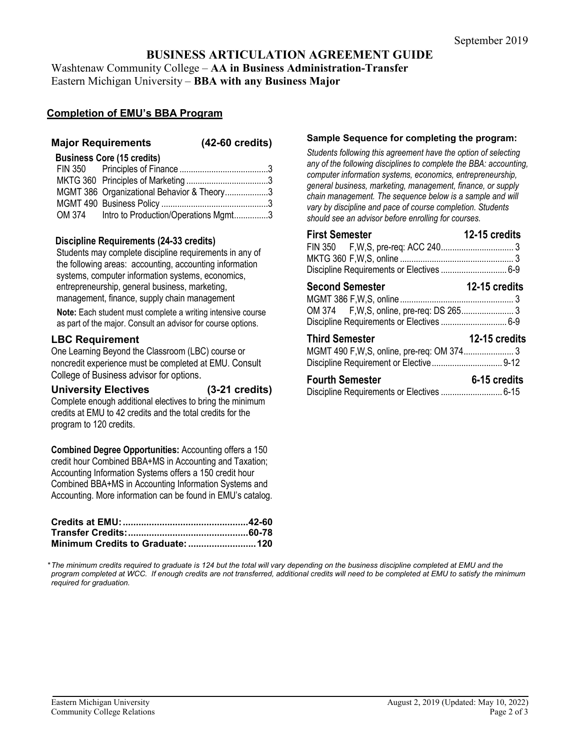September 2019

# BUSINESS ARTICULATION AGREEMENT GUIDE

Washtenaw Community College – **AA in Business Administration-Transfer**
Eastern Michigan University – **BBA with any Business Major**

## Completion of EMU's BBA Program

### Major Requirements (42-60 credits)

**Business Core (15 credits)**

| Course | Title | Credits |
|---|---|---|
| FIN 350 | Principles of Finance | 3 |
| MKTG 360 | Principles of Marketing | 3 |
| MGMT 386 | Organizational Behavior & Theory | 3 |
| MGMT 490 | Business Policy | 3 |
| OM 374 | Intro to Production/Operations Mgmt | 3 |

**Discipline Requirements (24-33 credits)**

Students may complete discipline requirements in any of the following areas: accounting, accounting information systems, computer information systems, economics, entrepreneurship, general business, marketing, management, finance, supply chain management

**Note:** Each student must complete a writing intensive course as part of the major. Consult an advisor for course options.

### LBC Requirement

One Learning Beyond the Classroom (LBC) course or noncredit experience must be completed at EMU. Consult College of Business advisor for options.

### University Electives (3-21 credits)

Complete enough additional electives to bring the minimum credits at EMU to 42 credits and the total credits for the program to 120 credits.

**Combined Degree Opportunities:** Accounting offers a 150 credit hour Combined BBA+MS in Accounting and Taxation; Accounting Information Systems offers a 150 credit hour Combined BBA+MS in Accounting Information Systems and Accounting. More information can be found in EMU's catalog.

| | |
|---|---|
| **Credits at EMU:** | **42-60** |
| **Transfer Credits:** | **60-78** |
| **Minimum Credits to Graduate:** | **120** |

### Sample Sequence for completing the program:

*Students following this agreement have the option of selecting any of the following disciplines to complete the BBA: accounting, computer information systems, economics, entrepreneurship, general business, marketing, management, finance, or supply chain management. The sequence below is a sample and will vary by discipline and pace of course completion. Students should see an advisor before enrolling for courses.*

**First Semester — 12-15 credits**

| Course | Credits |
|---|---|
| FIN 350 F,W,S, pre-req: ACC 240 | 3 |
| MKTG 360 F,W,S, online | 3 |
| Discipline Requirements or Electives | 6-9 |

**Second Semester — 12-15 credits**

| Course | Credits |
|---|---|
| MGMT 386 F,W,S, online | 3 |
| OM 374 F,W,S, online, pre-req: DS 265 | 3 |
| Discipline Requirements or Electives | 6-9 |

**Third Semester — 12-15 credits**

| Course | Credits |
|---|---|
| MGMT 490 F,W,S, online, pre-req: OM 374 | 3 |
| Discipline Requirement or Elective | 9-12 |

**Fourth Semester — 6-15 credits**

| Course | Credits |
|---|---|
| Discipline Requirements or Electives | 6-15 |

**The minimum credits required to graduate is 124 but the total will vary depending on the business discipline completed at EMU and the program completed at WCC. If enough credits are not transferred, additional credits will need to be completed at EMU to satisfy the minimum required for graduation.*

Eastern Michigan University
Community College Relations

August 2, 2019 (Updated: May 10, 2022)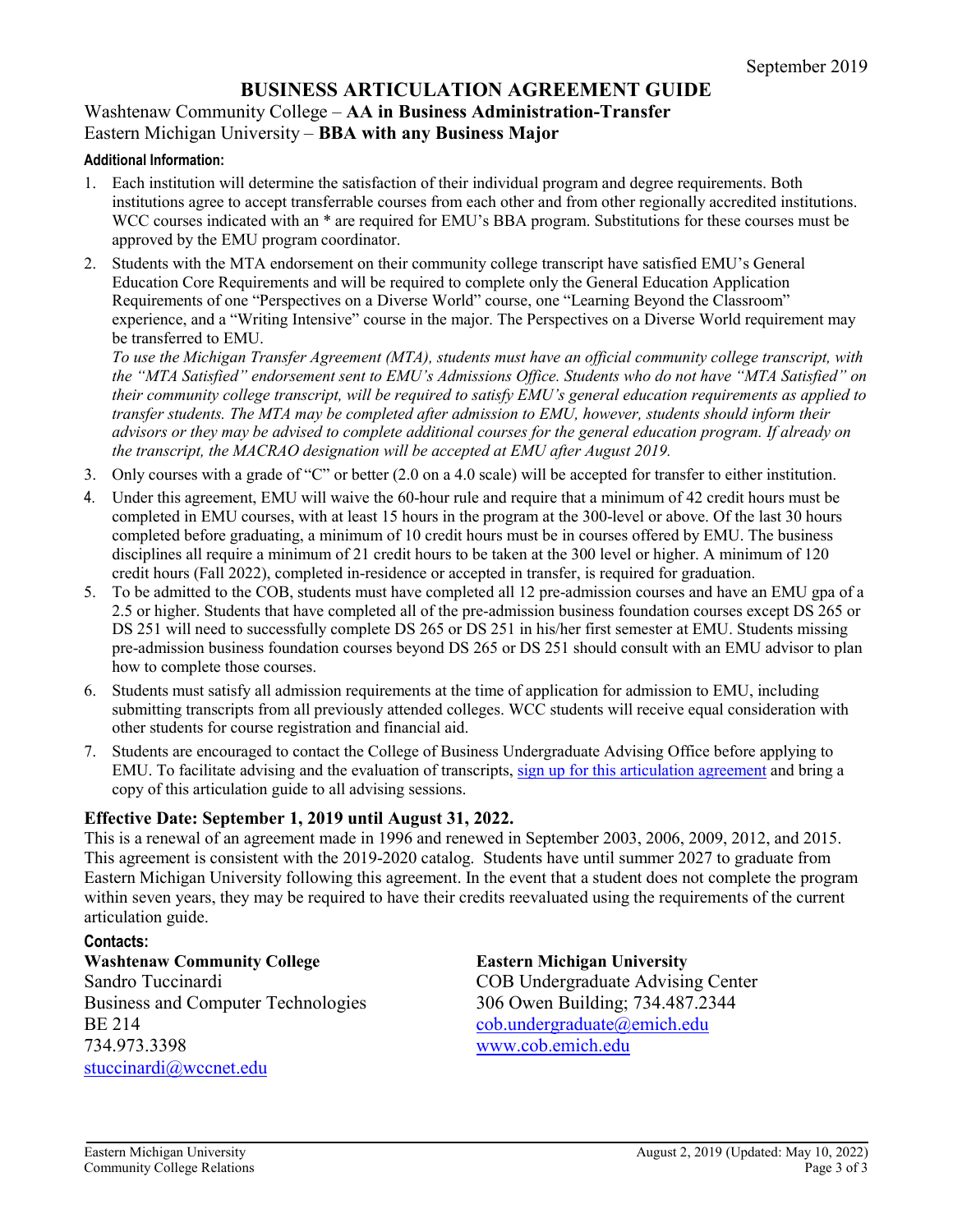September 2019

# BUSINESS ARTICULATION AGREEMENT GUIDE

Washtenaw Community College – **AA in Business Administration-Transfer**
Eastern Michigan University – **BBA with any Business Major**

**Additional Information:**

1. Each institution will determine the satisfaction of their individual program and degree requirements. Both institutions agree to accept transferrable courses from each other and from other regionally accredited institutions. WCC courses indicated with an * are required for EMU's BBA program. Substitutions for these courses must be approved by the EMU program coordinator.
2. Students with the MTA endorsement on their community college transcript have satisfied EMU's General Education Core Requirements and will be required to complete only the General Education Application Requirements of one "Perspectives on a Diverse World" course, one "Learning Beyond the Classroom" experience, and a "Writing Intensive" course in the major. The Perspectives on a Diverse World requirement may be transferred to EMU.
   *To use the Michigan Transfer Agreement (MTA), students must have an official community college transcript, with the "MTA Satisfied" endorsement sent to EMU's Admissions Office. Students who do not have "MTA Satisfied" on their community college transcript, will be required to satisfy EMU's general education requirements as applied to transfer students. The MTA may be completed after admission to EMU, however, students should inform their advisors or they may be advised to complete additional courses for the general education program. If already on the transcript, the MACRAO designation will be accepted at EMU after August 2019.*
3. Only courses with a grade of "C" or better (2.0 on a 4.0 scale) will be accepted for transfer to either institution.
4. Under this agreement, EMU will waive the 60-hour rule and require that a minimum of 42 credit hours must be completed in EMU courses, with at least 15 hours in the program at the 300-level or above. Of the last 30 hours completed before graduating, a minimum of 10 credit hours must be in courses offered by EMU. The business disciplines all require a minimum of 21 credit hours to be taken at the 300 level or higher. A minimum of 120 credit hours (Fall 2022), completed in-residence or accepted in transfer, is required for graduation.
5. To be admitted to the COB, students must have completed all 12 pre-admission courses and have an EMU gpa of a 2.5 or higher. Students that have completed all of the pre-admission business foundation courses except DS 265 or DS 251 will need to successfully complete DS 265 or DS 251 in his/her first semester at EMU. Students missing pre-admission business foundation courses beyond DS 265 or DS 251 should consult with an EMU advisor to plan how to complete those courses.
6. Students must satisfy all admission requirements at the time of application for admission to EMU, including submitting transcripts from all previously attended colleges. WCC students will receive equal consideration with other students for course registration and financial aid.
7. Students are encouraged to contact the College of Business Undergraduate Advising Office before applying to EMU. To facilitate advising and the evaluation of transcripts, sign up for this articulation agreement and bring a copy of this articulation guide to all advising sessions.

## Effective Date: September 1, 2019 until August 31, 2022.

This is a renewal of an agreement made in 1996 and renewed in September 2003, 2006, 2009, 2012, and 2015. This agreement is consistent with the 2019-2020 catalog. Students have until summer 2027 to graduate from Eastern Michigan University following this agreement. In the event that a student does not complete the program within seven years, they may be required to have their credits reevaluated using the requirements of the current articulation guide.

**Contacts:**

**Washtenaw Community College**
Sandro Tuccinardi
Business and Computer Technologies
BE 214
734.973.3398
stuccinardi@wccnet.edu

**Eastern Michigan University**
COB Undergraduate Advising Center
306 Owen Building; 734.487.2344
cob.undergraduate@emich.edu
www.cob.emich.edu